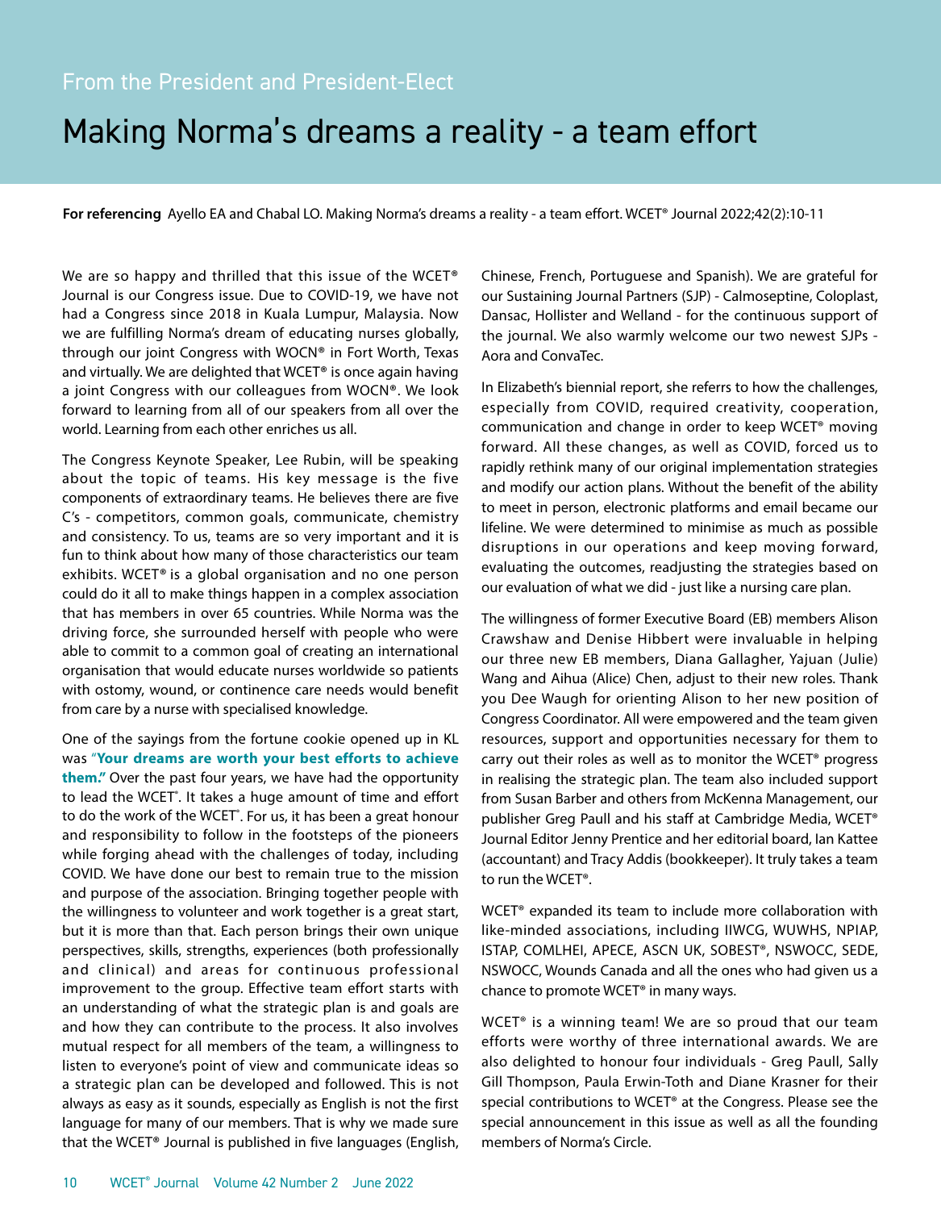From the President and President-Elect

# Making Norma's dreams a reality - a team effort

**For referencing** Ayello EA and Chabal LO. Making Norma's dreams a reality - a team effort. WCET® Journal 2022;42(2):10-11

We are so happy and thrilled that this issue of the WCET® Journal is our Congress issue. Due to COVID-19, we have not had a Congress since 2018 in Kuala Lumpur, Malaysia. Now we are fulfilling Norma's dream of educating nurses globally, through our joint Congress with WOCN® in Fort Worth, Texas and virtually. We are delighted that WCET® is once again having a joint Congress with our colleagues from WOCN®. We look forward to learning from all of our speakers from all over the world. Learning from each other enriches us all.

The Congress Keynote Speaker, Lee Rubin, will be speaking about the topic of teams. His key message is the five components of extraordinary teams. He believes there are five C's - competitors, common goals, communicate, chemistry and consistency. To us, teams are so very important and it is fun to think about how many of those characteristics our team exhibits. WCET® is a global organisation and no one person could do it all to make things happen in a complex association that has members in over 65 countries. While Norma was the driving force, she surrounded herself with people who were able to commit to a common goal of creating an international organisation that would educate nurses worldwide so patients with ostomy, wound, or continence care needs would benefit from care by a nurse with specialised knowledge.

One of the sayings from the fortune cookie opened up in KL was "**Your dreams are worth your best efforts to achieve them."** Over the past four years, we have had the opportunity to lead the WCET®. It takes a huge amount of time and effort to do the work of the WCET®. For us, it has been a great honour and responsibility to follow in the footsteps of the pioneers while forging ahead with the challenges of today, including COVID. We have done our best to remain true to the mission and purpose of the association. Bringing together people with the willingness to volunteer and work together is a great start, but it is more than that. Each person brings their own unique perspectives, skills, strengths, experiences (both professionally and clinical) and areas for continuous professional improvement to the group. Effective team effort starts with an understanding of what the strategic plan is and goals are and how they can contribute to the process. It also involves mutual respect for all members of the team, a willingness to listen to everyone's point of view and communicate ideas so a strategic plan can be developed and followed. This is not always as easy as it sounds, especially as English is not the first language for many of our members. That is why we made sure that the WCET® Journal is published in five languages (English, Chinese, French, Portuguese and Spanish). We are grateful for our Sustaining Journal Partners (SJP) - Calmoseptine, Coloplast, Dansac, Hollister and Welland - for the continuous support of the journal. We also warmly welcome our two newest SJPs - Aora and ConvaTec.

In Elizabeth's biennial report, she referrs to how the challenges, especially from COVID, required creativity, cooperation, communication and change in order to keep WCET® moving forward. All these changes, as well as COVID, forced us to rapidly rethink many of our original implementation strategies and modify our action plans. Without the benefit of the ability to meet in person, electronic platforms and email became our lifeline. We were determined to minimise as much as possible disruptions in our operations and keep moving forward, evaluating the outcomes, readjusting the strategies based on our evaluation of what we did - just like a nursing care plan.

The willingness of former Executive Board (EB) members Alison Crawshaw and Denise Hibbert were invaluable in helping our three new EB members, Diana Gallagher, Yajuan (Julie) Wang and Aihua (Alice) Chen, adjust to their new roles. Thank you Dee Waugh for orienting Alison to her new position of Congress Coordinator. All were empowered and the team given resources, support and opportunities necessary for them to carry out their roles as well as to monitor the WCET® progress in realising the strategic plan. The team also included support from Susan Barber and others from McKenna Management, our publisher Greg Paull and his staff at Cambridge Media, WCET® Journal Editor Jenny Prentice and her editorial board, Ian Kattee (accountant) and Tracy Addis (bookkeeper). It truly takes a team to run the WCET®.

WCET® expanded its team to include more collaboration with like-minded associations, including IIWCG, WUWHS, NPIAP, ISTAP, COMLHEI, APECE, ASCN UK, SOBEST®, NSWOCC, SEDE, NSWOCC, Wounds Canada and all the ones who had given us a chance to promote WCET® in many ways.

WCET® is a winning team! We are so proud that our team efforts were worthy of three international awards. We are also delighted to honour four individuals - Greg Paull, Sally Gill Thompson, Paula Erwin-Toth and Diane Krasner for their special contributions to WCET® at the Congress. Please see the special announcement in this issue as well as all the founding members of Norma's Circle.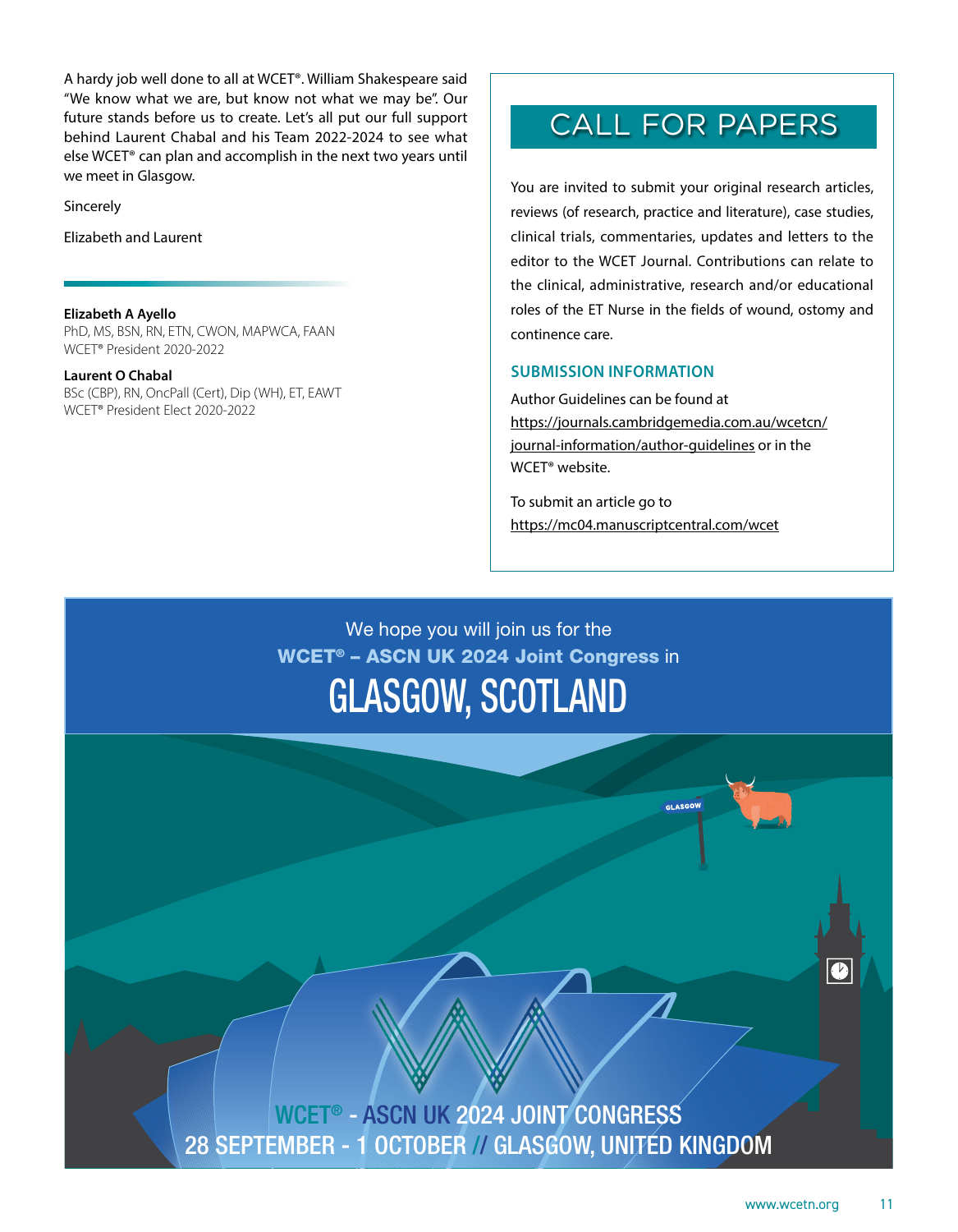A hardy job well done to all at WCET®. William Shakespeare said "We know what we are, but know not what we may be". Our future stands before us to create. Let's all put our full support behind Laurent Chabal and his Team 2022-2024 to see what else WCET® can plan and accomplish in the next two years until we meet in Glasgow.

Sincerely

Elizabeth and Laurent

**Elizabeth A Ayello**
PhD, MS, BSN, RN, ETN, CWON, MAPWCA, FAAN
WCET® President 2020-2022

**Laurent O Chabal**
BSc (CBP), RN, OncPall (Cert), Dip (WH), ET, EAWT
WCET® President Elect 2020-2022

## CALL FOR PAPERS

You are invited to submit your original research articles, reviews (of research, practice and literature), case studies, clinical trials, commentaries, updates and letters to the editor to the WCET Journal. Contributions can relate to the clinical, administrative, research and/or educational roles of the ET Nurse in the fields of wound, ostomy and continence care.

### SUBMISSION INFORMATION

Author Guidelines can be found at https://journals.cambridgemedia.com.au/wcetcn/journal-information/author-guidelines or in the WCET® website.

To submit an article go to https://mc04.manuscriptcentral.com/wcet

We hope you will join us for the
**WCET® – ASCN UK 2024 Joint Congress** in

# GLASGOW, SCOTLAND

GLASGOW

WCET® - ASCN UK 2024 JOINT CONGRESS
28 SEPTEMBER - 1 OCTOBER // GLASGOW, UNITED KINGDOM